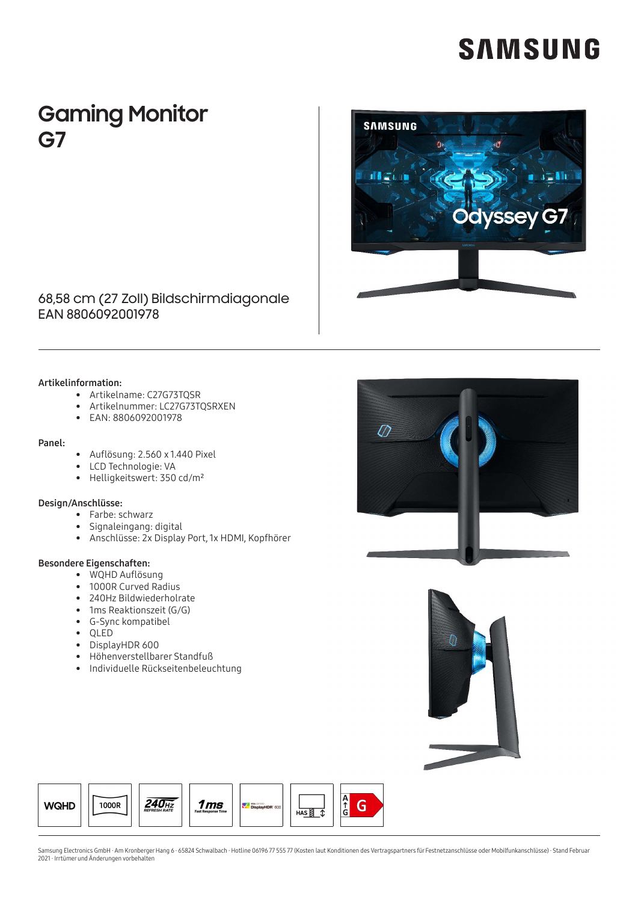# Gaming Monitor G7

68,58 cm (27 Zoll) Bildschirmdiagonale
EAN 8806092001978

**Artikelinformation:**

- Artikelname: C27G73TQSR
- Artikelnummer: LC27G73TQSRXEN
- EAN: 8806092001978

**Panel:**

- Auflösung: 2.560 x 1.440 Pixel
- LCD Technologie: VA
- Helligkeitswert: 350 cd/m²

**Design/Anschlüsse:**

- Farbe: schwarz
- Signaleingang: digital
- Anschlüsse: 2x Display Port, 1x HDMI, Kopfhörer

**Besondere Eigenschaften:**

- WQHD Auflösung
- 1000R Curved Radius
- 240Hz Bildwiederholrate
- 1ms Reaktionszeit (G/G)
- G-Sync kompatibel
- QLED
- DisplayHDR 600
- Höhenverstellbarer Standfuß
- Individuelle Rückseitenbeleuchtung

WQHD | 1000R | 240Hz REFRESH RATE | 1ms Fast Response Time | DisplayHDR 600 | HAS | G

Samsung Electronics GmbH · Am Kronberger Hang 6 · 65824 Schwalbach · Hotline 06196 77 555 77 (Kosten laut Konditionen des Vertragspartners für Festnetzanschlüsse oder Mobilfunkanschlüsse) · Stand Februar 2021 · Irrtümer und Änderungen vorbehalten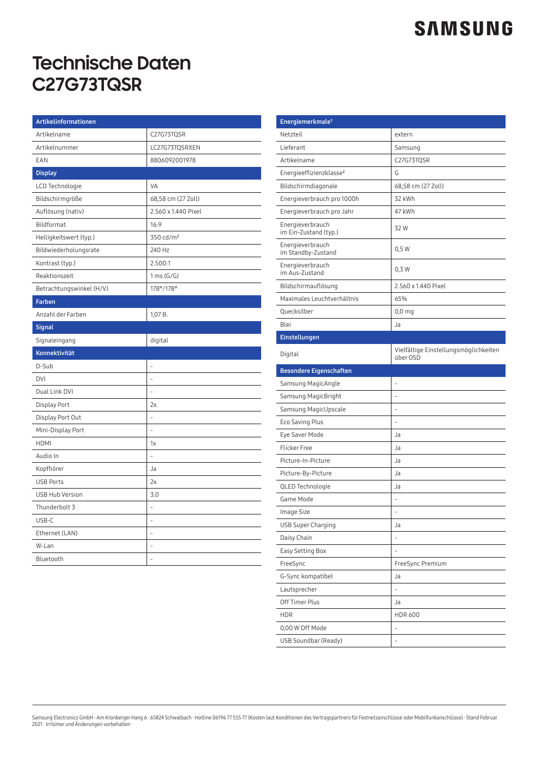# Technische Daten C27G73TQSR

| Artikelinformationen | |
|---|---|
| Artikelname | C27G73TQSR |
| Artikelnummer | LC27G73TQSRXEN |
| EAN | 8806092001978 |
| **Display** | |
| LCD Technologie | VA |
| Bildschirmgröße | 68,58 cm (27 Zoll) |
| Auflösung (nativ) | 2.560 x 1.440 Pixel |
| Bildformat | 16:9 |
| Helligkeitswert (typ.) | 350 cd/m² |
| Bildwiederholungsrate | 240 Hz |
| Kontrast (typ.) | 2.500:1 |
| Reaktionszeit | 1 ms (G/G) |
| Betrachtungswinkel (H/V) | 178°/178° |
| **Farben** | |
| Anzahl der Farben | 1,07 B. |
| **Signal** | |
| Signaleingang | digital |
| **Konnektivität** | |
| D-Sub | - |
| DVI | - |
| Dual Link DVI | - |
| Display Port | 2x |
| Display Port Out | - |
| Mini-Display Port | - |
| HDMI | 1x |
| Audio In | - |
| Kopfhörer | Ja |
| USB Ports | 2x |
| USB Hub Version | 3.0 |
| Thunderbolt 3 | - |
| USB-C | - |
| Ethernet (LAN) | - |
| W-Lan | - |
| Bluetooth | - |

| Energiemerkmale[1] | |
|---|---|
| Netzteil | extern |
| Lieferant | Samsung |
| Artikelname | C27G73TQSR |
| Energieeffizienzklasse[2] | G |
| Bildschirmdiagonale | 68,58 cm (27 Zoll) |
| Energieverbrauch pro 1000h | 32 kWh |
| Energieverbrauch pro Jahr | 47 kWh |
| Energieverbrauch im Ein-Zustand (typ.) | 32 W |
| Energieverbrauch im Standby-Zustand | 0,5 W |
| Energieverbrauch im Aus-Zustand | 0,3 W |
| Bildschirmauflösung | 2.560 x 1.440 Pixel |
| Maximales Leuchtverhältnis | 65% |
| Quecksilber | 0,0 mg |
| Blei | Ja |
| **Einstellungen** | |
| Digital | Vielfältige Einstellungsmöglichkeiten über OSD |
| **Besondere Eigenschaften** | |
| Samsung MagicAngle | - |
| Samsung MagicBright | - |
| Samsung MagicUpscale | - |
| Eco Saving Plus | - |
| Eye Saver Mode | Ja |
| Flicker Free | Ja |
| Picture-In-Picture | Ja |
| Picture-By-Picture | Ja |
| QLED Technologie | Ja |
| Game Mode | - |
| Image Size | - |
| USB Super Charging | Ja |
| Daisy Chain | - |
| Easy Setting Box | - |
| FreeSync | FreeSync Premium |
| G-Sync kompatibel | Ja |
| Lautsprecher | - |
| Off Timer Plus | Ja |
| HDR | HDR 600 |
| 0,00 W Off Mode | - |
| USB Soundbar (Ready) | - |

Samsung Electronics GmbH · Am Kronberger Hang 6 · 65824 Schwalbach · Hotline 06196 77 555 77 (Kosten laut Konditionen des Vertragspartners für Festnetzanschlüsse oder Mobilfunkanschlüsse) · Stand Februar 2021 · Irrtümer und Änderungen vorbehalten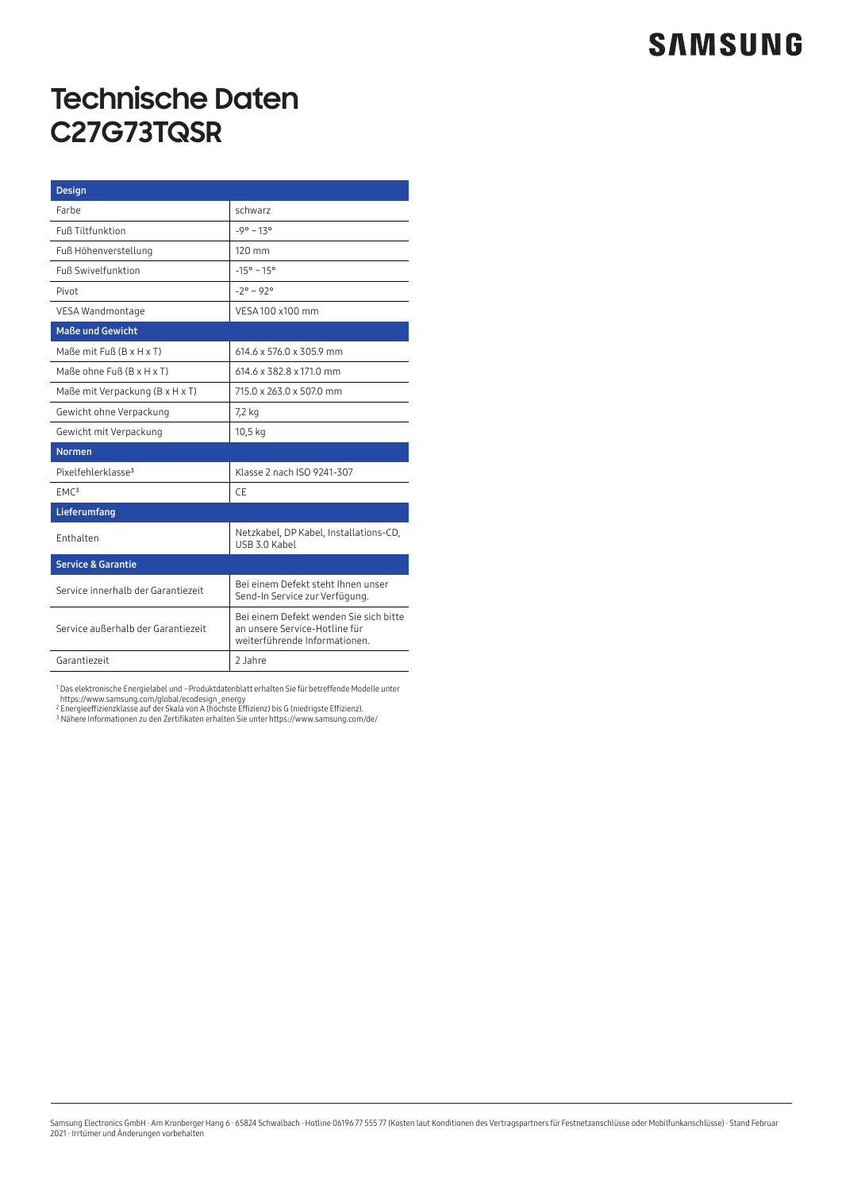SAMSUNG

# Technische Daten C27G73TQSR

| | |
|---|---|
| **Design** | |
| Farbe | schwarz |
| Fuß Tiltfunktion | -9° ~ 13° |
| Fuß Höhenverstellung | 120 mm |
| Fuß Swivelfunktion | -15° ~ 15° |
| Pivot | -2° ~ 92° |
| VESA Wandmontage | VESA 100 x100 mm |
| **Maße und Gewicht** | |
| Maße mit Fuß (B x H x T) | 614.6 x 576.0 x 305.9 mm |
| Maße ohne Fuß (B x H x T) | 614.6 x 382.8 x 171.0 mm |
| Maße mit Verpackung (B x H x T) | 715.0 x 263.0 x 507.0 mm |
| Gewicht ohne Verpackung | 7,2 kg |
| Gewicht mit Verpackung | 10,5 kg |
| **Normen** | |
| Pixelfehlerklasse[3] | Klasse 2 nach ISO 9241-307 |
| EMC[3] | CE |
| **Lieferumfang** | |
| Enthalten | Netzkabel, DP Kabel, Installations-CD, USB 3.0 Kabel |
| **Service & Garantie** | |
| Service innerhalb der Garantiezeit | Bei einem Defekt steht Ihnen unser Send-In Service zur Verfügung. |
| Service außerhalb der Garantiezeit | Bei einem Defekt wenden Sie sich bitte an unsere Service-Hotline für weiterführende Informationen. |
| Garantiezeit | 2 Jahre |

[1] Das elektronische Energielabel und –Produktdatenblatt erhalten Sie für betreffende Modelle unter https://www.samsung.com/global/ecodesign_energy
[2] Energieeffizienzklasse auf der Skala von A (höchste Effizienz) bis G (niedrigste Effizienz).
[3] Nähere Informationen zu den Zertifikaten erhalten Sie unter https://www.samsung.com/de/

Samsung Electronics GmbH · Am Kronberger Hang 6 · 65824 Schwalbach · Hotline 06196 77 555 77 (Kosten laut Konditionen des Vertragspartners für Festnetzanschlüsse oder Mobilfunkanschlüsse) · Stand Februar 2021 · Irrtümer und Änderungen vorbehalten